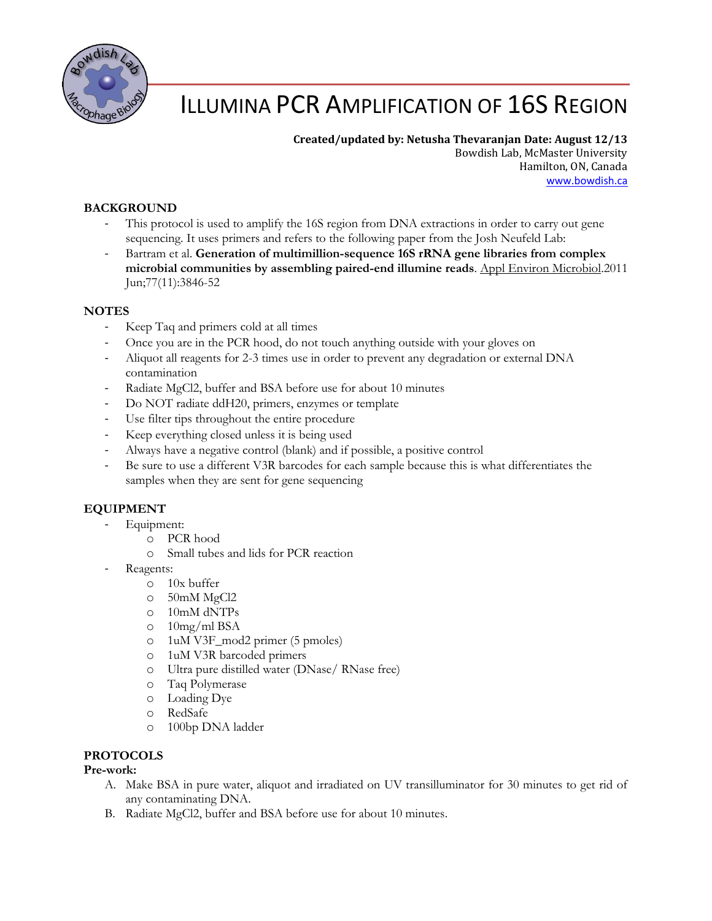# ILLUMINA PCR AMPLIFICATION OF 16S REGION

**Created/updated by: Netusha Thevaranjan Date: August 12/13**
Bowdish Lab, McMaster University
Hamilton, ON, Canada
www.bowdish.ca

## BACKGROUND

- This protocol is used to amplify the 16S region from DNA extractions in order to carry out gene sequencing. It uses primers and refers to the following paper from the Josh Neufeld Lab:
- Bartram et al. **Generation of multimillion-sequence 16S rRNA gene libraries from complex microbial communities by assembling paired-end illumine reads**. Appl Environ Microbiol.2011 Jun;77(11):3846-52

## NOTES

- Keep Taq and primers cold at all times
- Once you are in the PCR hood, do not touch anything outside with your gloves on
- Aliquot all reagents for 2-3 times use in order to prevent any degradation or external DNA contamination
- Radiate $MgCl_2$, buffer and BSA before use for about 10 minutes
- Do NOT radiate $ddH_2O$, primers, enzymes or template
- Use filter tips throughout the entire procedure
- Keep everything closed unless it is being used
- Always have a negative control (blank) and if possible, a positive control
- Be sure to use a different V3R barcodes for each sample because this is what differentiates the samples when they are sent for gene sequencing

## EQUIPMENT

- Equipment:
  - PCR hood
  - Small tubes and lids for PCR reaction
- Reagents:
  - 10x buffer
  - 50mM $MgCl_2$
  - 10mM dNTPs
  - 10mg/ml BSA
  - 1uM V3F_mod2 primer (5 pmoles)
  - 1uM V3R barcoded primers
  - Ultra pure distilled water (DNase/ RNase free)
  - Taq Polymerase
  - Loading Dye
  - RedSafe
  - 100bp DNA ladder

## PROTOCOLS

**Pre-work:**

A. Make BSA in pure water, aliquot and irradiated on UV transilluminator for 30 minutes to get rid of any contaminating DNA.
B. Radiate $MgCl_2$, buffer and BSA before use for about 10 minutes.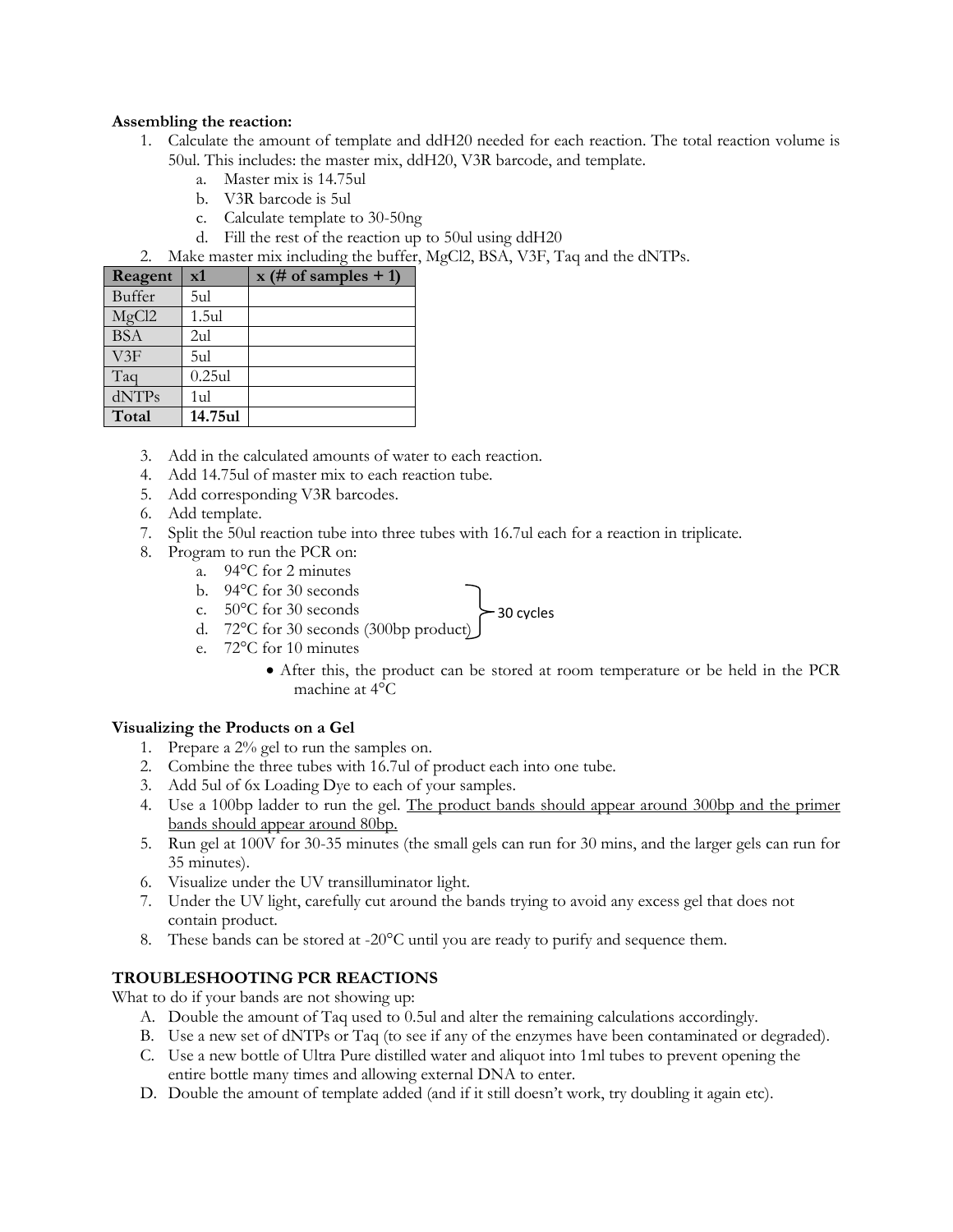**Assembling the reaction:**

1. Calculate the amount of template and ddH20 needed for each reaction. The total reaction volume is 50ul. This includes: the master mix, ddH20, V3R barcode, and template.
    a. Master mix is 14.75ul
    b. V3R barcode is 5ul
    c. Calculate template to 30-50ng
    d. Fill the rest of the reaction up to 50ul using ddH20
2. Make master mix including the buffer, MgCl2, BSA, V3F, Taq and the dNTPs.

| Reagent | x1 | x (# of samples + 1) |
|---|---|---|
| Buffer | 5ul | |
| MgCl2 | 1.5ul | |
| BSA | 2ul | |
| V3F | 5ul | |
| Taq | 0.25ul | |
| dNTPs | 1ul | |
| **Total** | **14.75ul** | |

3. Add in the calculated amounts of water to each reaction.
4. Add 14.75ul of master mix to each reaction tube.
5. Add corresponding V3R barcodes.
6. Add template.
7. Split the 50ul reaction tube into three tubes with 16.7ul each for a reaction in triplicate.
8. Program to run the PCR on:
    a. 94°C for 2 minutes
    b. 94°C for 30 seconds
    c. 50°C for 30 seconds
    d. 72°C for 30 seconds (300bp product)

    (steps b–d: 30 cycles)

    e. 72°C for 10 minutes
        - After this, the product can be stored at room temperature or be held in the PCR machine at 4°C

**Visualizing the Products on a Gel**

1. Prepare a 2% gel to run the samples on.
2. Combine the three tubes with 16.7ul of product each into one tube.
3. Add 5ul of 6x Loading Dye to each of your samples.
4. Use a 100bp ladder to run the gel. The product bands should appear around 300bp and the primer bands should appear around 80bp.
5. Run gel at 100V for 30-35 minutes (the small gels can run for 30 mins, and the larger gels can run for 35 minutes).
6. Visualize under the UV transilluminator light.
7. Under the UV light, carefully cut around the bands trying to avoid any excess gel that does not contain product.
8. These bands can be stored at -20°C until you are ready to purify and sequence them.

**TROUBLESHOOTING PCR REACTIONS**

What to do if your bands are not showing up:

A. Double the amount of Taq used to 0.5ul and alter the remaining calculations accordingly.
B. Use a new set of dNTPs or Taq (to see if any of the enzymes have been contaminated or degraded).
C. Use a new bottle of Ultra Pure distilled water and aliquot into 1ml tubes to prevent opening the entire bottle many times and allowing external DNA to enter.
D. Double the amount of template added (and if it still doesn't work, try doubling it again etc).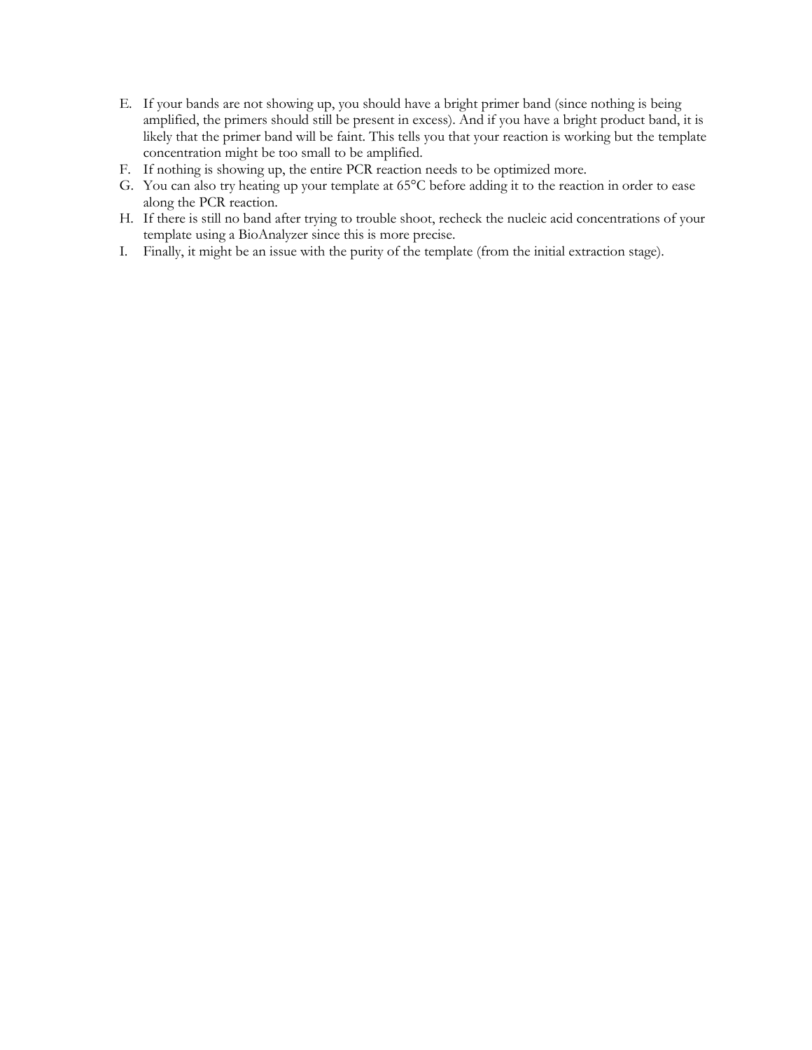E. If your bands are not showing up, you should have a bright primer band (since nothing is being amplified, the primers should still be present in excess). And if you have a bright product band, it is likely that the primer band will be faint. This tells you that your reaction is working but the template concentration might be too small to be amplified.
F. If nothing is showing up, the entire PCR reaction needs to be optimized more.
G. You can also try heating up your template at 65°C before adding it to the reaction in order to ease along the PCR reaction.
H. If there is still no band after trying to trouble shoot, recheck the nucleic acid concentrations of your template using a BioAnalyzer since this is more precise.
I. Finally, it might be an issue with the purity of the template (from the initial extraction stage).